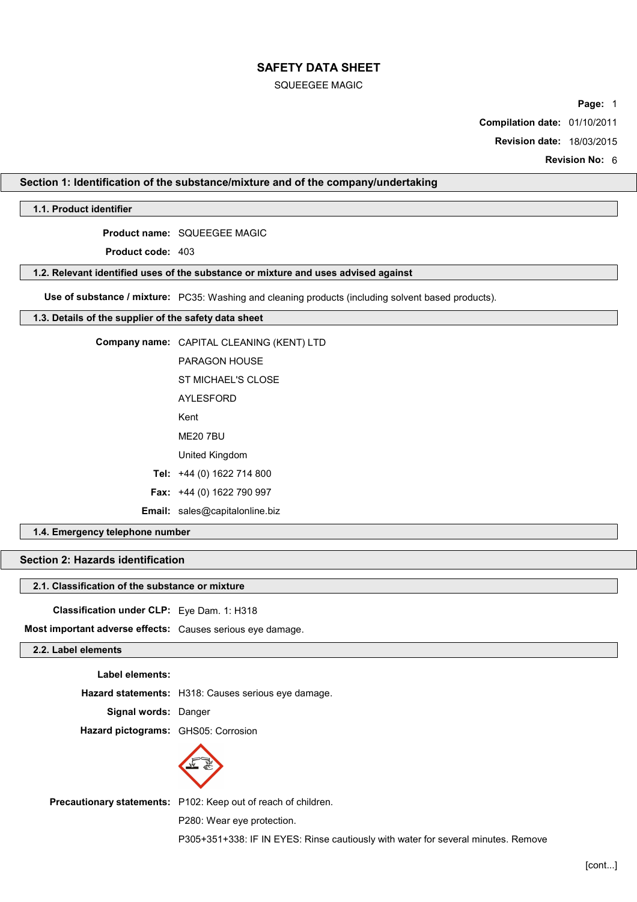# SAFETY DATA SHEET

SQUEEGEE MAGIC

**Page:** 1

**Compilation date:** 01/10/2011

**Revision date:** 18/03/2015

**Revision No:** 6

## Section 1: Identification of the substance/mixture and of the company/undertaking

### 1.1. Product identifier

**Product name:** SQUEEGEE MAGIC

**Product code:** 403

### 1.2. Relevant identified uses of the substance or mixture and uses advised against

**Use of substance / mixture:** PC35: Washing and cleaning products (including solvent based products).

### 1.3. Details of the supplier of the safety data sheet

**Company name:** CAPITAL CLEANING (KENT) LTD

PARAGON HOUSE

ST MICHAEL'S CLOSE

AYLESFORD

Kent

ME20 7BU

United Kingdom

**Tel:** +44 (0) 1622 714 800

**Fax:** +44 (0) 1622 790 997

**Email:** sales@capitalonline.biz

### 1.4. Emergency telephone number

## Section 2: Hazards identification

### 2.1. Classification of the substance or mixture

**Classification under CLP:** Eye Dam. 1: H318

**Most important adverse effects:** Causes serious eye damage.

### 2.2. Label elements

**Label elements:**

**Hazard statements:** H318: Causes serious eye damage.

**Signal words:** Danger

**Hazard pictograms:** GHS05: Corrosion

**Precautionary statements:** P102: Keep out of reach of children.

P280: Wear eye protection.

P305+351+338: IF IN EYES: Rinse cautiously with water for several minutes. Remove

[cont...]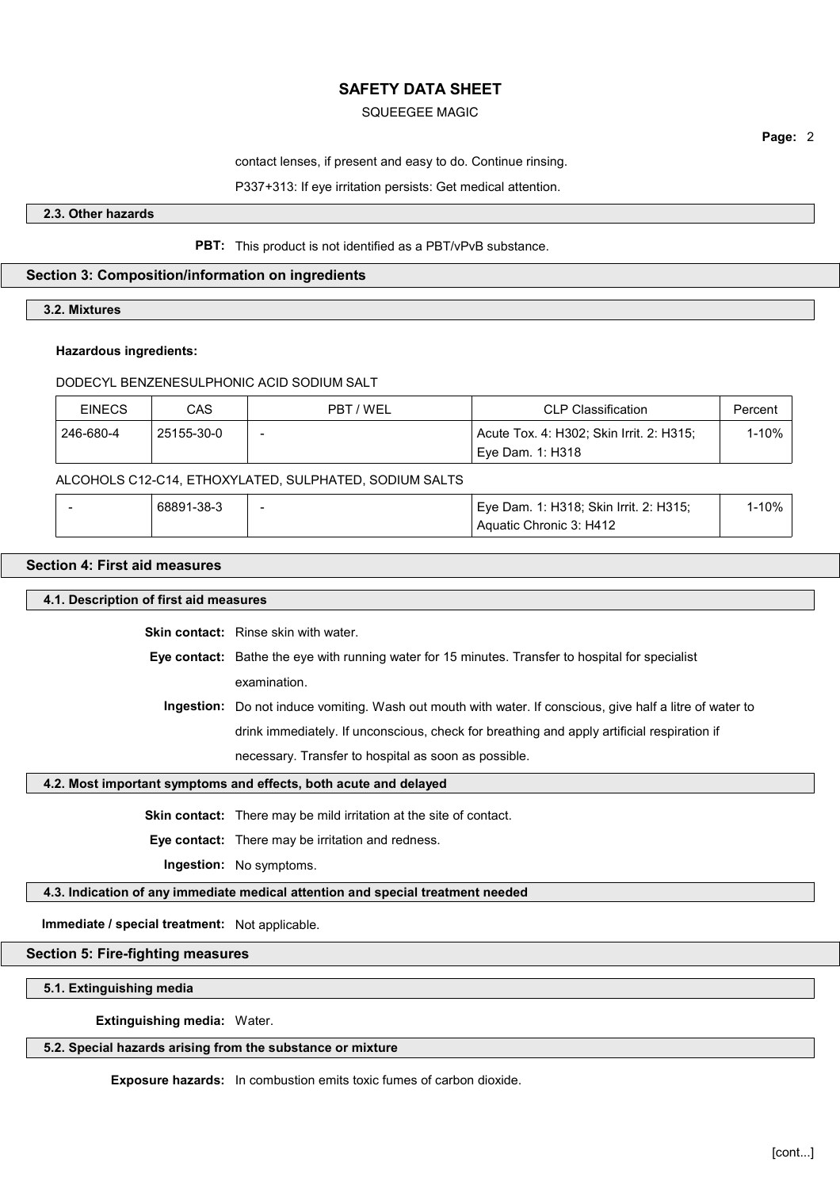contact lenses, if present and easy to do. Continue rinsing.

P337+313: If eye irritation persists: Get medical attention.

### 2.3. Other hazards

**PBT:** This product is not identified as a PBT/vPvB substance.

## Section 3: Composition/information on ingredients

### 3.2. Mixtures

**Hazardous ingredients:**

DODECYL BENZENESULPHONIC ACID SODIUM SALT

| EINECS | CAS | PBT / WEL | CLP Classification | Percent |
|---|---|---|---|---|
| 246-680-4 | 25155-30-0 | - | Acute Tox. 4: H302; Skin Irrit. 2: H315; Eye Dam. 1: H318 | 1-10% |

ALCOHOLS C12-C14, ETHOXYLATED, SULPHATED, SODIUM SALTS

| EINECS | CAS | PBT / WEL | CLP Classification | Percent |
|---|---|---|---|---|
| - | 68891-38-3 | - | Eye Dam. 1: H318; Skin Irrit. 2: H315; Aquatic Chronic 3: H412 | 1-10% |

## Section 4: First aid measures

### 4.1. Description of first aid measures

**Skin contact:** Rinse skin with water.

**Eye contact:** Bathe the eye with running water for 15 minutes. Transfer to hospital for specialist examination.

**Ingestion:** Do not induce vomiting. Wash out mouth with water. If conscious, give half a litre of water to drink immediately. If unconscious, check for breathing and apply artificial respiration if necessary. Transfer to hospital as soon as possible.

### 4.2. Most important symptoms and effects, both acute and delayed

**Skin contact:** There may be mild irritation at the site of contact.

**Eye contact:** There may be irritation and redness.

**Ingestion:** No symptoms.

### 4.3. Indication of any immediate medical attention and special treatment needed

**Immediate / special treatment:** Not applicable.

## Section 5: Fire-fighting measures

### 5.1. Extinguishing media

**Extinguishing media:** Water.

### 5.2. Special hazards arising from the substance or mixture

**Exposure hazards:** In combustion emits toxic fumes of carbon dioxide.

[cont...]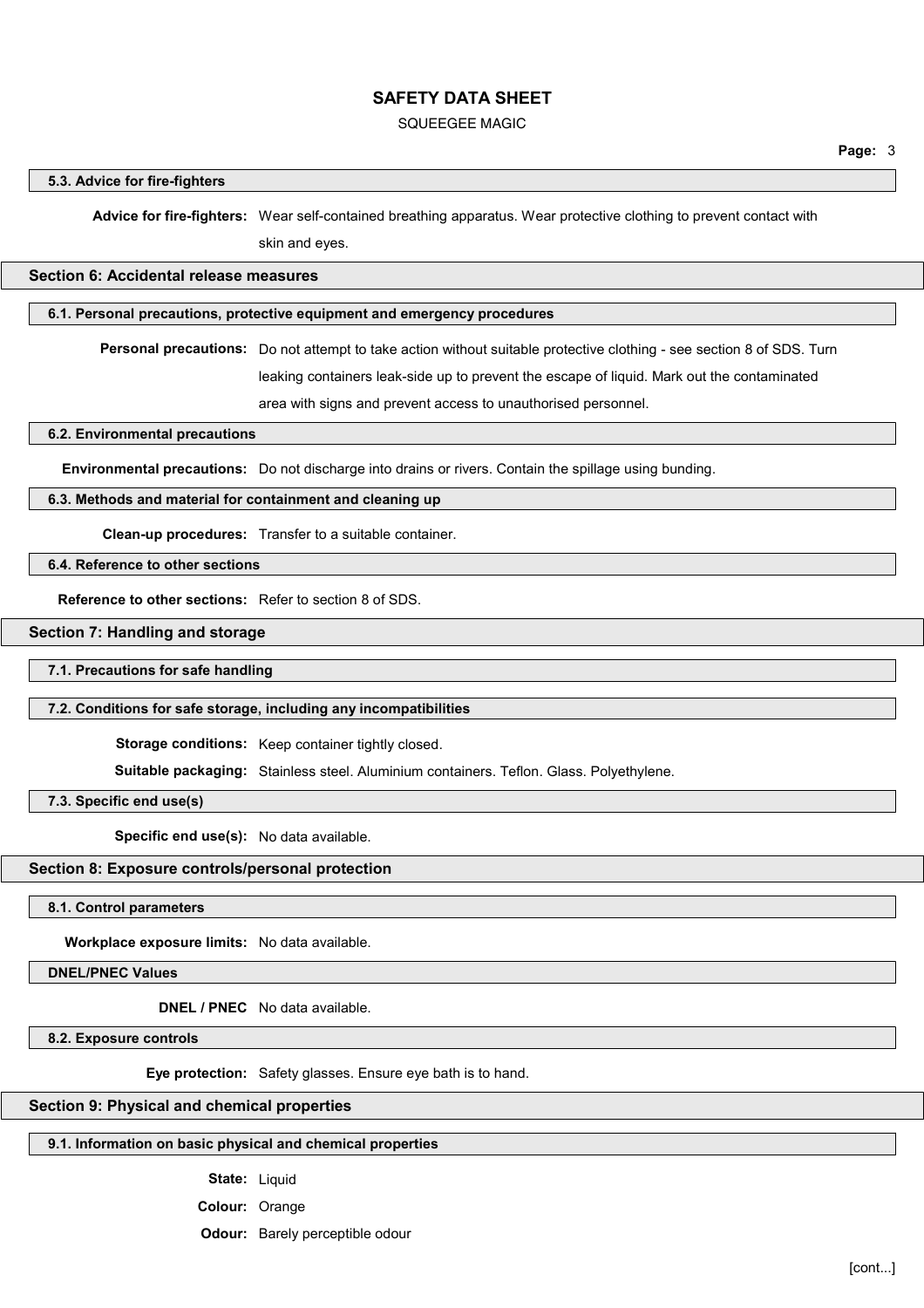### 5.3. Advice for fire-fighters

**Advice for fire-fighters:** Wear self-contained breathing apparatus. Wear protective clothing to prevent contact with skin and eyes.

## Section 6: Accidental release measures

### 6.1. Personal precautions, protective equipment and emergency procedures

**Personal precautions:** Do not attempt to take action without suitable protective clothing - see section 8 of SDS. Turn leaking containers leak-side up to prevent the escape of liquid. Mark out the contaminated area with signs and prevent access to unauthorised personnel.

### 6.2. Environmental precautions

**Environmental precautions:** Do not discharge into drains or rivers. Contain the spillage using bunding.

### 6.3. Methods and material for containment and cleaning up

**Clean-up procedures:** Transfer to a suitable container.

### 6.4. Reference to other sections

**Reference to other sections:** Refer to section 8 of SDS.

## Section 7: Handling and storage

### 7.1. Precautions for safe handling

### 7.2. Conditions for safe storage, including any incompatibilities

**Storage conditions:** Keep container tightly closed.

**Suitable packaging:** Stainless steel. Aluminium containers. Teflon. Glass. Polyethylene.

### 7.3. Specific end use(s)

**Specific end use(s):** No data available.

## Section 8: Exposure controls/personal protection

### 8.1. Control parameters

**Workplace exposure limits:** No data available.

### DNEL/PNEC Values

**DNEL / PNEC** No data available.

### 8.2. Exposure controls

**Eye protection:** Safety glasses. Ensure eye bath is to hand.

## Section 9: Physical and chemical properties

### 9.1. Information on basic physical and chemical properties

**State:** Liquid

**Colour:** Orange

**Odour:** Barely perceptible odour

[cont...]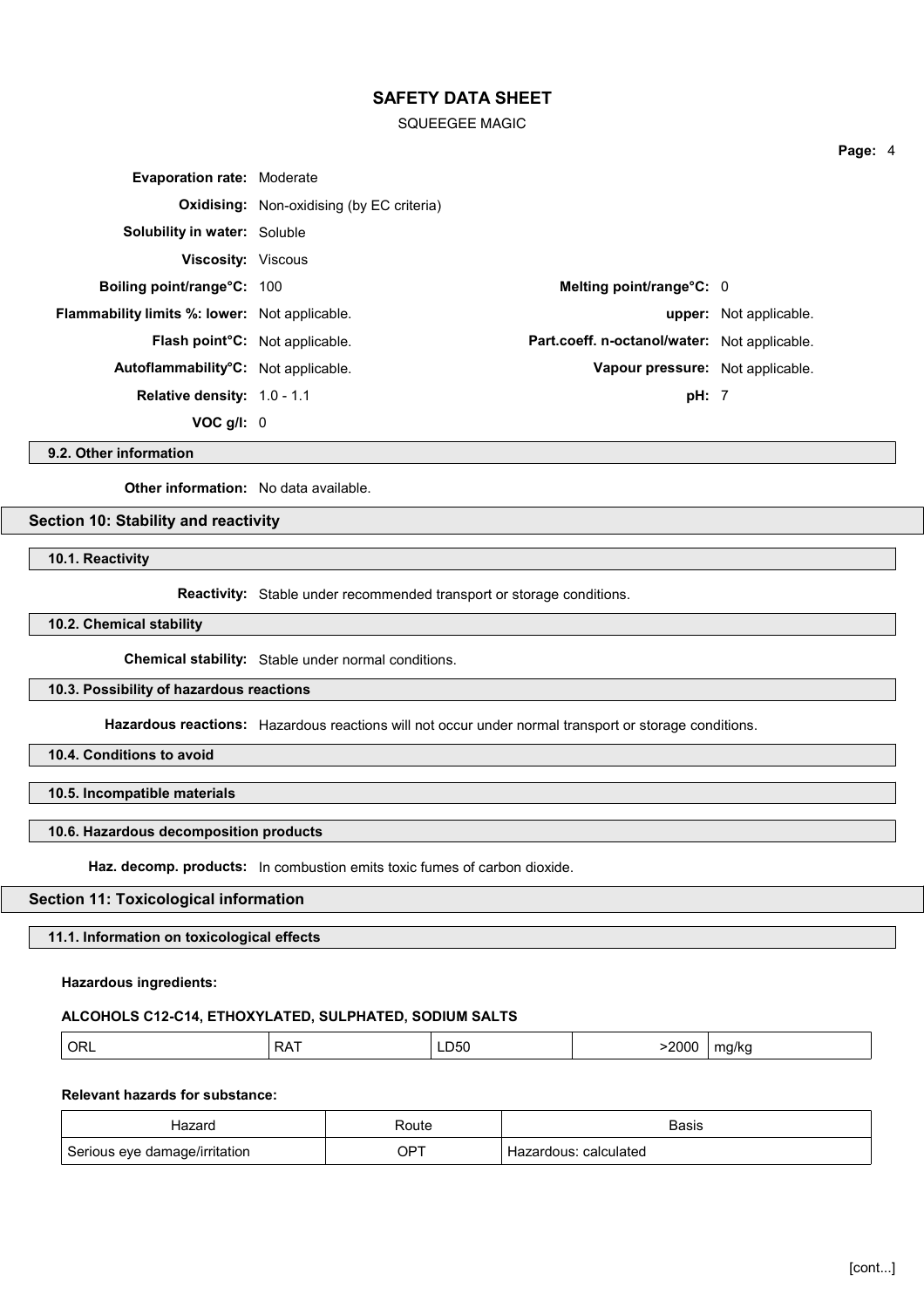**Evaporation rate:** Moderate

**Oxidising:** Non-oxidising (by EC criteria)

**Solubility in water:** Soluble

**Viscosity:** Viscous

**Boiling point/range°C:** 100

**Melting point/range°C:** 0

**Flammability limits %: lower:** Not applicable.

**upper:** Not applicable.

**Flash point°C:** Not applicable.

**Part.coeff. n-octanol/water:** Not applicable.

**Autoflammability°C:** Not applicable.

**Vapour pressure:** Not applicable.

**Relative density:** 1.0 - 1.1

**pH:** 7

**VOC g/l:** 0

### 9.2. Other information

**Other information:** No data available.

## Section 10: Stability and reactivity

### 10.1. Reactivity

**Reactivity:** Stable under recommended transport or storage conditions.

### 10.2. Chemical stability

**Chemical stability:** Stable under normal conditions.

### 10.3. Possibility of hazardous reactions

**Hazardous reactions:** Hazardous reactions will not occur under normal transport or storage conditions.

### 10.4. Conditions to avoid

### 10.5. Incompatible materials

### 10.6. Hazardous decomposition products

**Haz. decomp. products:** In combustion emits toxic fumes of carbon dioxide.

## Section 11: Toxicological information

### 11.1. Information on toxicological effects

**Hazardous ingredients:**

**ALCOHOLS C12-C14, ETHOXYLATED, SULPHATED, SODIUM SALTS**

| | | | | |
|---|---|---|---|---|
| ORL | RAT | LD50 | >2000 | mg/kg |

**Relevant hazards for substance:**

| Hazard | Route | Basis |
|---|---|---|
| Serious eye damage/irritation | OPT | Hazardous: calculated |

[cont...]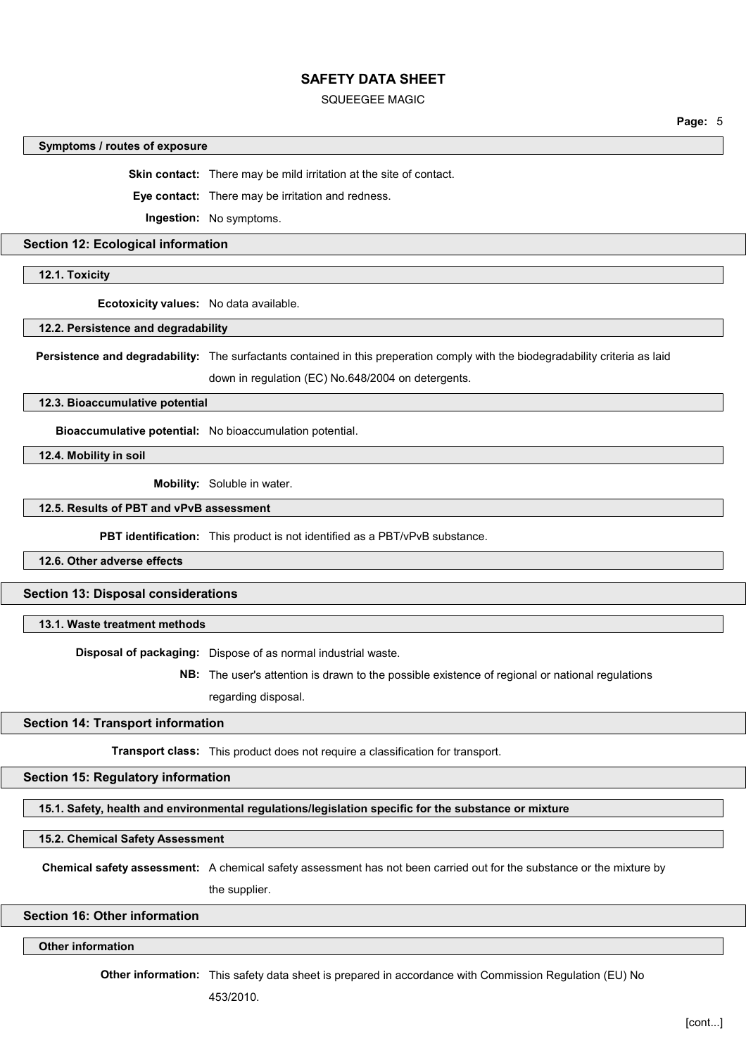### Symptoms / routes of exposure

**Skin contact:** There may be mild irritation at the site of contact.

**Eye contact:** There may be irritation and redness.

**Ingestion:** No symptoms.

## Section 12: Ecological information

### 12.1. Toxicity

**Ecotoxicity values:** No data available.

### 12.2. Persistence and degradability

**Persistence and degradability:** The surfactants contained in this preperation comply with the biodegradability criteria as laid down in regulation (EC) No.648/2004 on detergents.

### 12.3. Bioaccumulative potential

**Bioaccumulative potential:** No bioaccumulation potential.

### 12.4. Mobility in soil

**Mobility:** Soluble in water.

### 12.5. Results of PBT and vPvB assessment

**PBT identification:** This product is not identified as a PBT/vPvB substance.

### 12.6. Other adverse effects

## Section 13: Disposal considerations

### 13.1. Waste treatment methods

**Disposal of packaging:** Dispose of as normal industrial waste.

**NB:** The user's attention is drawn to the possible existence of regional or national regulations regarding disposal.

## Section 14: Transport information

**Transport class:** This product does not require a classification for transport.

## Section 15: Regulatory information

### 15.1. Safety, health and environmental regulations/legislation specific for the substance or mixture

### 15.2. Chemical Safety Assessment

**Chemical safety assessment:** A chemical safety assessment has not been carried out for the substance or the mixture by the supplier.

## Section 16: Other information

### Other information

**Other information:** This safety data sheet is prepared in accordance with Commission Regulation (EU) No 453/2010.

[cont...]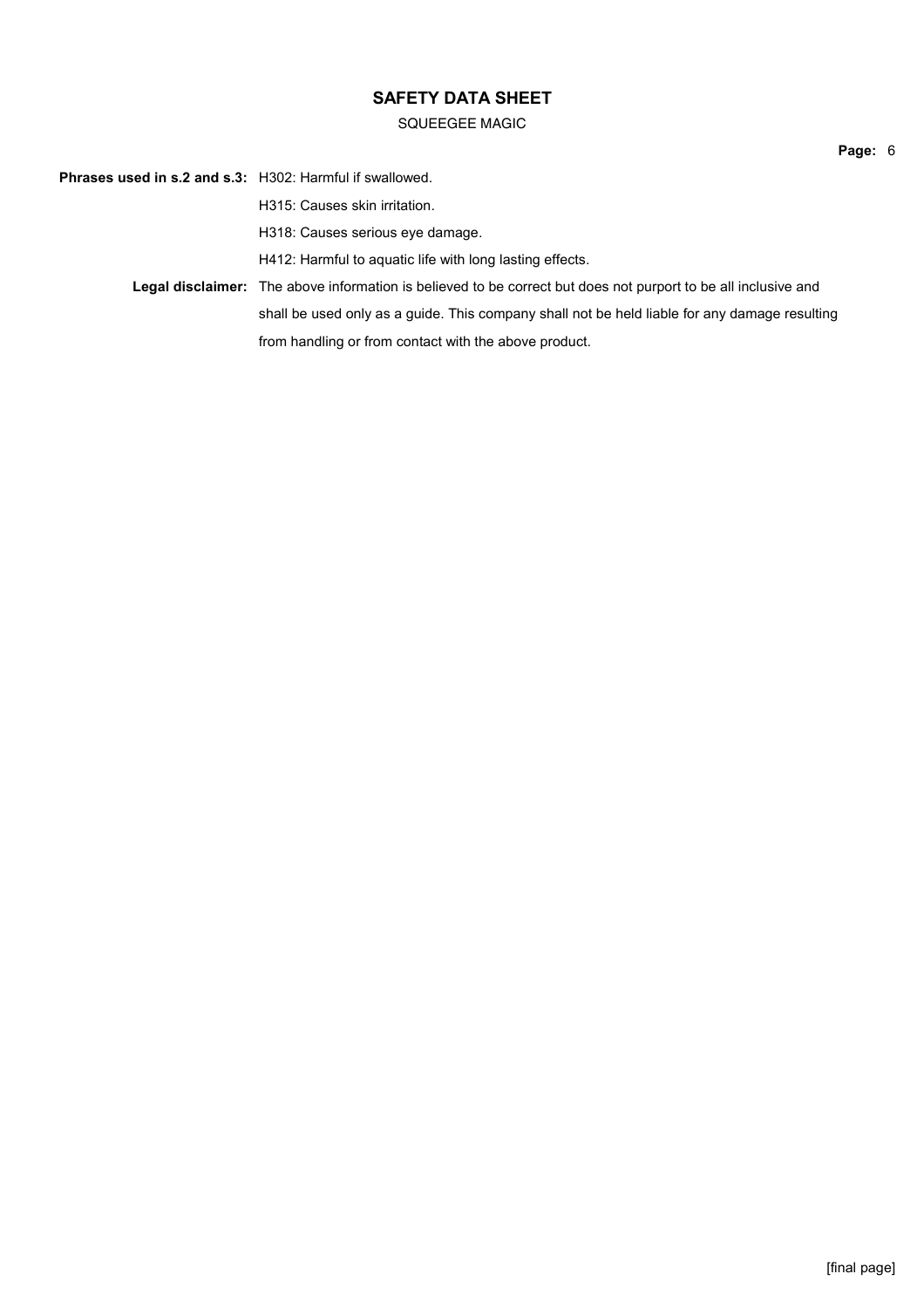**Phrases used in s.2 and s.3:** H302: Harmful if swallowed.

H315: Causes skin irritation.

H318: Causes serious eye damage.

H412: Harmful to aquatic life with long lasting effects.

**Legal disclaimer:** The above information is believed to be correct but does not purport to be all inclusive and shall be used only as a guide. This company shall not be held liable for any damage resulting from handling or from contact with the above product.

[final page]